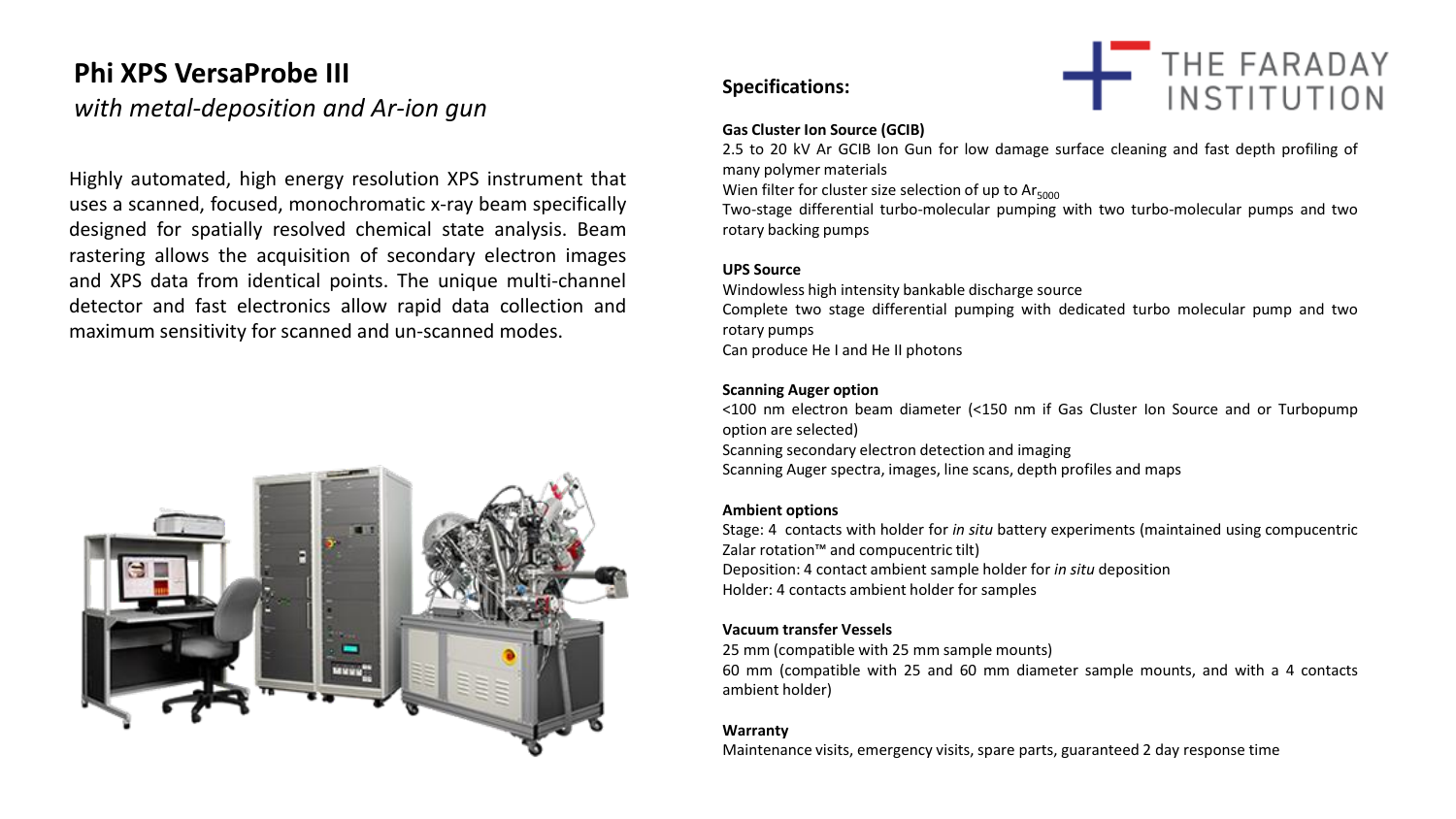# Phi XPS VersaProbe III

*with metal-deposition and Ar-ion gun*

Highly automated, high energy resolution XPS instrument that uses a scanned, focused, monochromatic x-ray beam specifically designed for spatially resolved chemical state analysis. Beam rastering allows the acquisition of secondary electron images and XPS data from identical points. The unique multi-channel detector and fast electronics allow rapid data collection and maximum sensitivity for scanned and un-scanned modes.

THE FARADAY INSTITUTION

## Specifications:

**Gas Cluster Ion Source (GCIB)**

2.5 to 20 kV Ar GCIB Ion Gun for low damage surface cleaning and fast depth profiling of many polymer materials

Wien filter for cluster size selection of up to $Ar_{5000}$

Two-stage differential turbo-molecular pumping with two turbo-molecular pumps and two rotary backing pumps

**UPS Source**

Windowless high intensity bankable discharge source

Complete two stage differential pumping with dedicated turbo molecular pump and two rotary pumps

Can produce He I and He II photons

**Scanning Auger option**

<100 nm electron beam diameter (<150 nm if Gas Cluster Ion Source and or Turbopump option are selected)

Scanning secondary electron detection and imaging

Scanning Auger spectra, images, line scans, depth profiles and maps

**Ambient options**

Stage: 4 contacts with holder for *in situ* battery experiments (maintained using compucentric Zalar rotation™ and compucentric tilt)

Deposition: 4 contact ambient sample holder for *in situ* deposition

Holder: 4 contacts ambient holder for samples

**Vacuum transfer Vessels**

25 mm (compatible with 25 mm sample mounts)

60 mm (compatible with 25 and 60 mm diameter sample mounts, and with a 4 contacts ambient holder)

**Warranty**

Maintenance visits, emergency visits, spare parts, guaranteed 2 day response time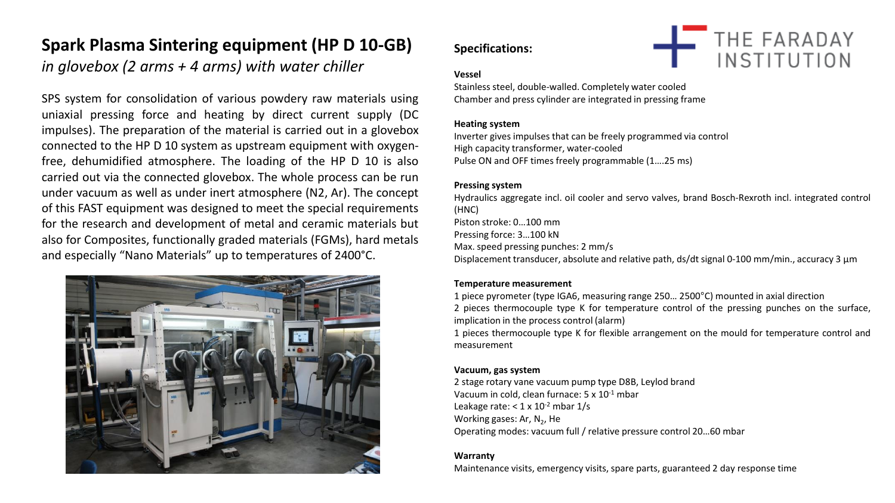# Spark Plasma Sintering equipment (HP D 10-GB)

*in glovebox (2 arms + 4 arms) with water chiller*

SPS system for consolidation of various powdery raw materials using uniaxial pressing force and heating by direct current supply (DC impulses). The preparation of the material is carried out in a glovebox connected to the HP D 10 system as upstream equipment with oxygen-free, dehumidified atmosphere. The loading of the HP D 10 is also carried out via the connected glovebox. The whole process can be run under vacuum as well as under inert atmosphere (N2, Ar). The concept of this FAST equipment was designed to meet the special requirements for the research and development of metal and ceramic materials but also for Composites, functionally graded materials (FGMs), hard metals and especially "Nano Materials" up to temperatures of 2400°C.

## Specifications:

**Vessel**

Stainless steel, double-walled. Completely water cooled
Chamber and press cylinder are integrated in pressing frame

**Heating system**

Inverter gives impulses that can be freely programmed via control
High capacity transformer, water-cooled
Pulse ON and OFF times freely programmable (1….25 ms)

**Pressing system**

Hydraulics aggregate incl. oil cooler and servo valves, brand Bosch-Rexroth incl. integrated control (HNC)
Piston stroke: 0…100 mm
Pressing force: 3…100 kN
Max. speed pressing punches: 2 mm/s
Displacement transducer, absolute and relative path, ds/dt signal 0-100 mm/min., accuracy 3 µm

**Temperature measurement**

1 piece pyrometer (type IGA6, measuring range 250… 2500°C) mounted in axial direction
2 pieces thermocouple type K for temperature control of the pressing punches on the surface, implication in the process control (alarm)
1 pieces thermocouple type K for flexible arrangement on the mould for temperature control and measurement

**Vacuum, gas system**

2 stage rotary vane vacuum pump type D8B, Leylod brand
Vacuum in cold, clean furnace: $5 \times 10^{-1}$ mbar
Leakage rate: $< 1 \times 10^{-2}$ mbar 1/s
Working gases: Ar, $N_2$, He
Operating modes: vacuum full / relative pressure control 20…60 mbar

**Warranty**

Maintenance visits, emergency visits, spare parts, guaranteed 2 day response time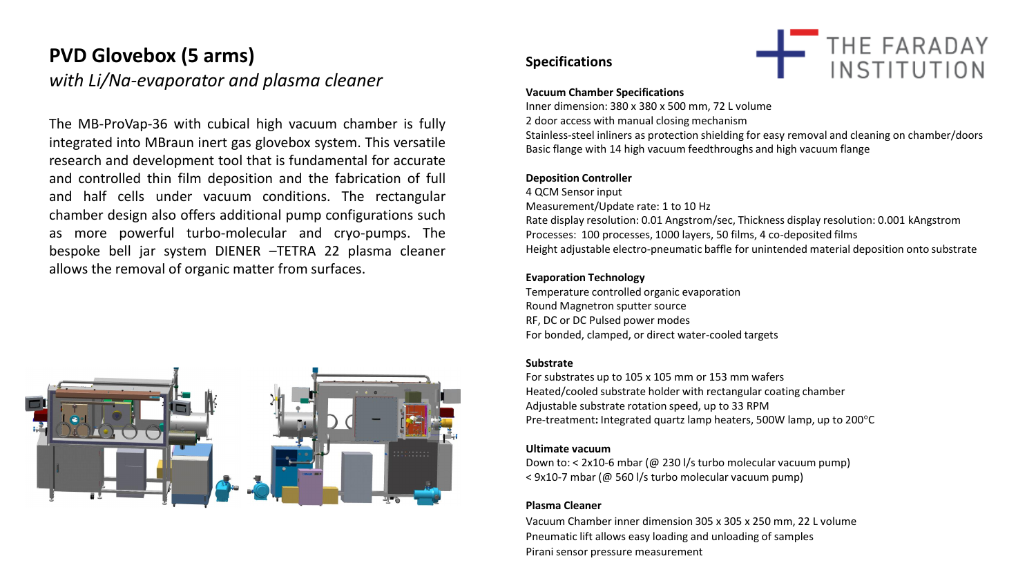# PVD Glovebox (5 arms)

*with Li/Na-evaporator and plasma cleaner*

The MB-ProVap-36 with cubical high vacuum chamber is fully integrated into MBraun inert gas glovebox system. This versatile research and development tool that is fundamental for accurate and controlled thin film deposition and the fabrication of full and half cells under vacuum conditions. The rectangular chamber design also offers additional pump configurations such as more powerful turbo-molecular and cryo-pumps. The bespoke bell jar system DIENER –TETRA 22 plasma cleaner allows the removal of organic matter from surfaces.

## Specifications

**Vacuum Chamber Specifications**
Inner dimension: 380 x 380 x 500 mm, 72 L volume
2 door access with manual closing mechanism
Stainless-steel inliners as protection shielding for easy removal and cleaning on chamber/doors
Basic flange with 14 high vacuum feedthroughs and high vacuum flange

**Deposition Controller**
4 QCM Sensor input
Measurement/Update rate: 1 to 10 Hz
Rate display resolution: 0.01 Angstrom/sec, Thickness display resolution: 0.001 kAngstrom
Processes: 100 processes, 1000 layers, 50 films, 4 co-deposited films
Height adjustable electro-pneumatic baffle for unintended material deposition onto substrate

**Evaporation Technology**
Temperature controlled organic evaporation
Round Magnetron sputter source
RF, DC or DC Pulsed power modes
For bonded, clamped, or direct water-cooled targets

**Substrate**
For substrates up to 105 x 105 mm or 153 mm wafers
Heated/cooled substrate holder with rectangular coating chamber
Adjustable substrate rotation speed, up to 33 RPM
Pre-treatment**:** Integrated quartz lamp heaters, 500W lamp, up to 200°C

**Ultimate vacuum**
Down to: < 2x10-6 mbar (@ 230 l/s turbo molecular vacuum pump)
< 9x10-7 mbar (@ 560 l/s turbo molecular vacuum pump)

**Plasma Cleaner**
Vacuum Chamber inner dimension 305 x 305 x 250 mm, 22 L volume
Pneumatic lift allows easy loading and unloading of samples
Pirani sensor pressure measurement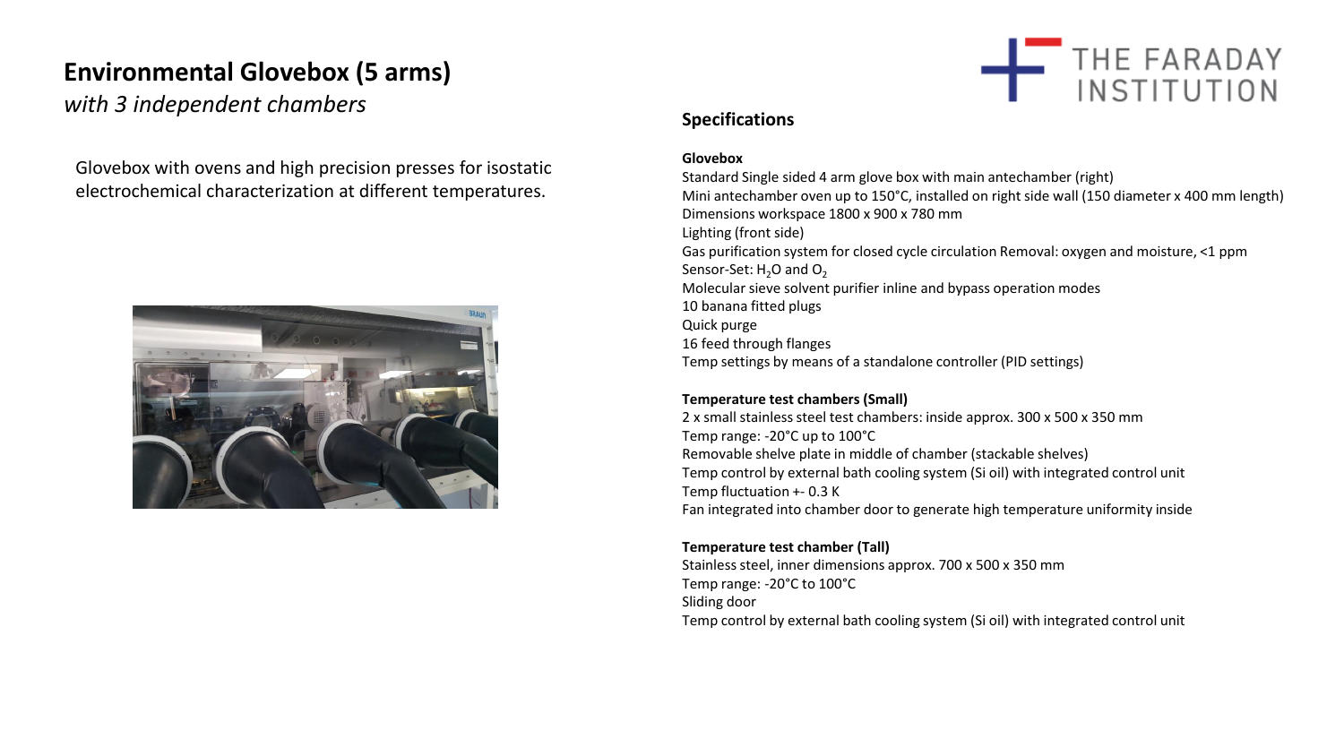# Environmental Glovebox (5 arms)

*with 3 independent chambers*

Glovebox with ovens and high precision presses for isostatic electrochemical characterization at different temperatures.

## Specifications

**Glovebox**

Standard Single sided 4 arm glove box with main antechamber (right)
Mini antechamber oven up to 150°C, installed on right side wall (150 diameter x 400 mm length)
Dimensions workspace 1800 x 900 x 780 mm
Lighting (front side)
Gas purification system for closed cycle circulation Removal: oxygen and moisture, <1 ppm
Sensor-Set: $H_2O$ and $O_2$
Molecular sieve solvent purifier inline and bypass operation modes
10 banana fitted plugs
Quick purge
16 feed through flanges
Temp settings by means of a standalone controller (PID settings)

**Temperature test chambers (Small)**

2 x small stainless steel test chambers: inside approx. 300 x 500 x 350 mm
Temp range: -20°C up to 100°C
Removable shelve plate in middle of chamber (stackable shelves)
Temp control by external bath cooling system (Si oil) with integrated control unit
Temp fluctuation +- 0.3 K
Fan integrated into chamber door to generate high temperature uniformity inside

**Temperature test chamber (Tall)**

Stainless steel, inner dimensions approx. 700 x 500 x 350 mm
Temp range: -20°C to 100°C
Sliding door
Temp control by external bath cooling system (Si oil) with integrated control unit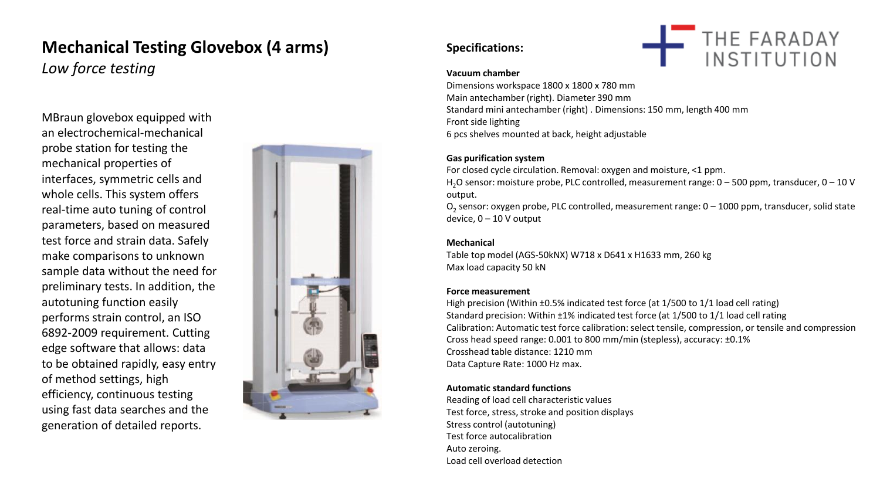# Mechanical Testing Glovebox (4 arms)

*Low force testing*

MBraun glovebox equipped with an electrochemical-mechanical probe station for testing the mechanical properties of interfaces, symmetric cells and whole cells. This system offers real-time auto tuning of control parameters, based on measured test force and strain data. Safely make comparisons to unknown sample data without the need for preliminary tests. In addition, the autotuning function easily performs strain control, an ISO 6892-2009 requirement. Cutting edge software that allows: data to be obtained rapidly, easy entry of method settings, high efficiency, continuous testing using fast data searches and the generation of detailed reports.

## Specifications:

**Vacuum chamber**

Dimensions workspace 1800 x 1800 x 780 mm
Main antechamber (right). Diameter 390 mm
Standard mini antechamber (right) . Dimensions: 150 mm, length 400 mm
Front side lighting
6 pcs shelves mounted at back, height adjustable

**Gas purification system**

For closed cycle circulation. Removal: oxygen and moisture, <1 ppm.
$H_2O$ sensor: moisture probe, PLC controlled, measurement range: 0 – 500 ppm, transducer, 0 – 10 V output.
$O_2$ sensor: oxygen probe, PLC controlled, measurement range: 0 – 1000 ppm, transducer, solid state device, 0 – 10 V output

**Mechanical**

Table top model (AGS-50kNX) W718 x D641 x H1633 mm, 260 kg
Max load capacity 50 kN

**Force measurement**

High precision (Within ±0.5% indicated test force (at 1/500 to 1/1 load cell rating)
Standard precision: Within ±1% indicated test force (at 1/500 to 1/1 load cell rating
Calibration: Automatic test force calibration: select tensile, compression, or tensile and compression
Cross head speed range: 0.001 to 800 mm/min (stepless), accuracy: ±0.1%
Crosshead table distance: 1210 mm
Data Capture Rate: 1000 Hz max.

**Automatic standard functions**

Reading of load cell characteristic values
Test force, stress, stroke and position displays
Stress control (autotuning)
Test force autocalibration
Auto zeroing.
Load cell overload detection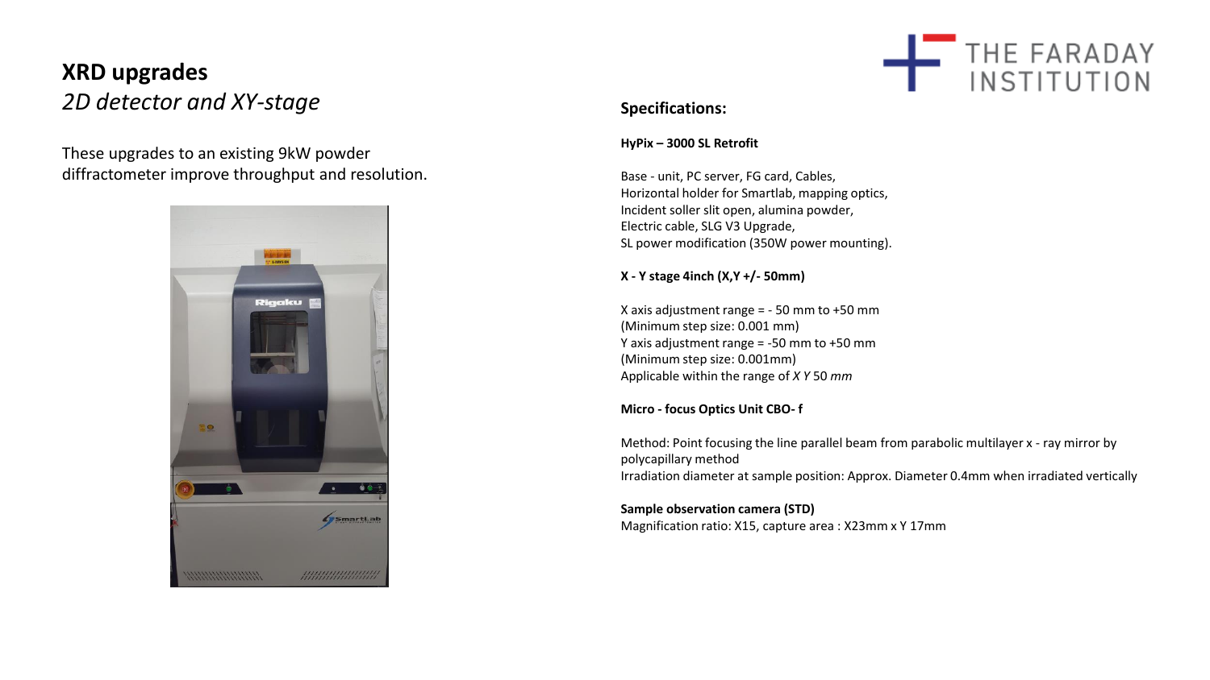# XRD upgrades

*2D detector and XY-stage*

These upgrades to an existing 9kW powder diffractometer improve throughput and resolution.

**Specifications:**

**HyPix – 3000 SL Retrofit**

Base - unit, PC server, FG card, Cables,
Horizontal holder for Smartlab, mapping optics,
Incident soller slit open, alumina powder,
Electric cable, SLG V3 Upgrade,
SL power modification (350W power mounting).

**X - Y stage 4inch (X,Y +/- 50mm)**

X axis adjustment range = - 50 mm to +50 mm
(Minimum step size: 0.001 mm)
Y axis adjustment range = -50 mm to +50 mm
(Minimum step size: 0.001mm)
Applicable within the range of *X Y* 50 *mm*

**Micro - focus Optics Unit CBO- f**

Method: Point focusing the line parallel beam from parabolic multilayer x - ray mirror by polycapillary method
Irradiation diameter at sample position: Approx. Diameter 0.4mm when irradiated vertically

**Sample observation camera (STD)**
Magnification ratio: X15, capture area : X23mm x Y 17mm